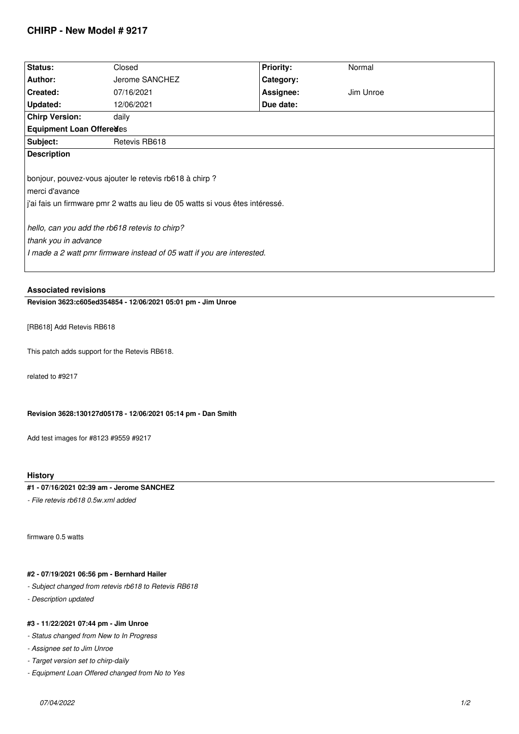# CHIRP - New Model # 9217

| Status: | Closed | Priority: | Normal |
|---|---|---|---|
| Author: | Jerome SANCHEZ | Category: | |
| Created: | 07/16/2021 | Assignee: | Jim Unroe |
| Updated: | 12/06/2021 | Due date: | |
| Chirp Version: | daily | | |
| Equipment Loan Offered: | Yes | | |
| Subject: | Retevis RB618 | | |

**Description**

bonjour, pouvez-vous ajouter le retevis rb618 à chirp ?

merci d'avance

j'ai fais un firmware pmr 2 watts au lieu de 05 watts si vous êtes intéressé.

*hello, can you add the rb618 retevis to chirp?*

*thank you in advance*

*I made a 2 watt pmr firmware instead of 05 watt if you are interested.*

## Associated revisions

**Revision 3623:c605ed354854 - 12/06/2021 05:01 pm - Jim Unroe**

[RB618] Add Retevis RB618

This patch adds support for the Retevis RB618.

related to #9217

**Revision 3628:130127d05178 - 12/06/2021 05:14 pm - Dan Smith**

Add test images for #8123 #9559 #9217

## History

**#1 - 07/16/2021 02:39 am - Jerome SANCHEZ**

*- File retevis rb618 0.5w.xml added*

firmware 0.5 watts

**#2 - 07/19/2021 06:56 pm - Bernhard Hailer**

*- Subject changed from retevis rb618 to Retevis RB618*

*- Description updated*

**#3 - 11/22/2021 07:44 pm - Jim Unroe**

*- Status changed from New to In Progress*

*- Assignee set to Jim Unroe*

*- Target version set to chirp-daily*

*- Equipment Loan Offered changed from No to Yes*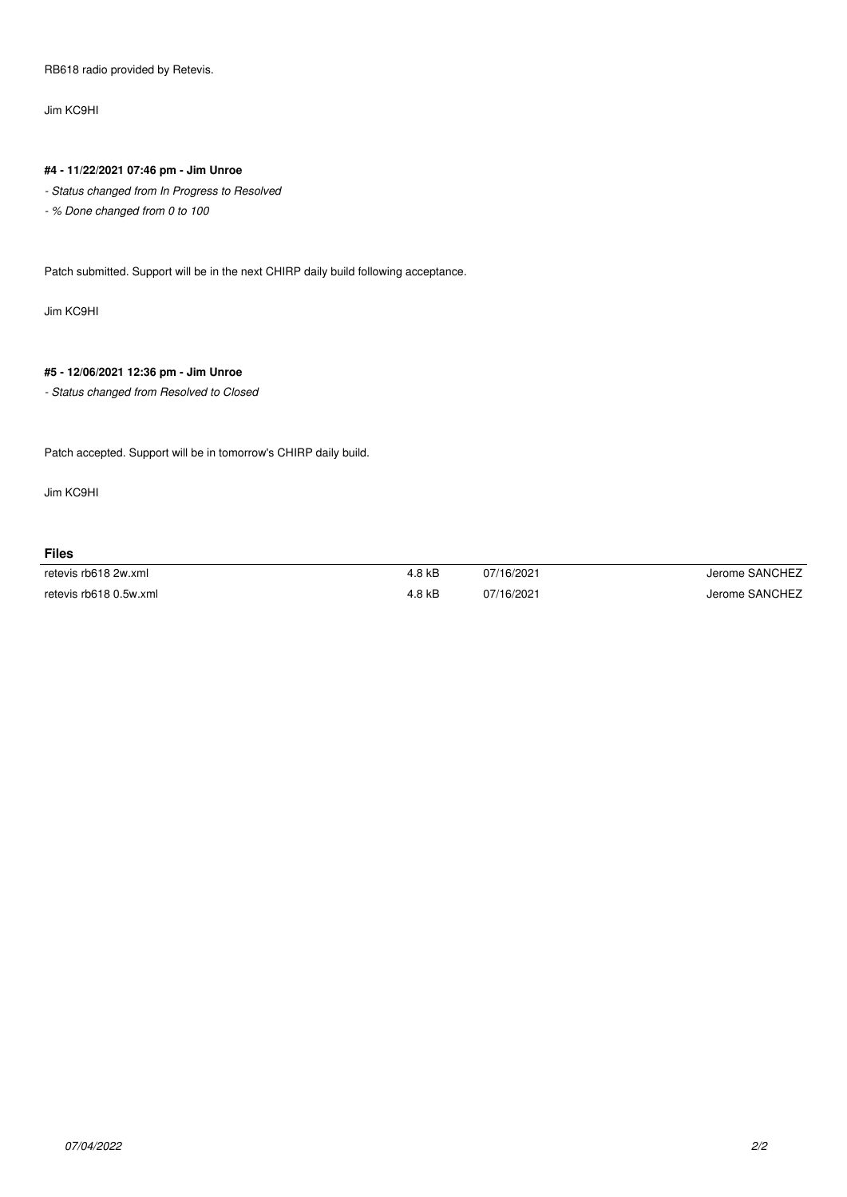RB618 radio provided by Retevis.

Jim KC9HI

#### #4 - 11/22/2021 07:46 pm - Jim Unroe

- *Status changed from In Progress to Resolved*
- *% Done changed from 0 to 100*

Patch submitted. Support will be in the next CHIRP daily build following acceptance.

Jim KC9HI

#### #5 - 12/06/2021 12:36 pm - Jim Unroe

- *Status changed from Resolved to Closed*

Patch accepted. Support will be in tomorrow's CHIRP daily build.

Jim KC9HI

### Files

| | | | |
|---|---|---|---|
| retevis rb618 2w.xml | 4.8 kB | 07/16/2021 | Jerome SANCHEZ |
| retevis rb618 0.5w.xml | 4.8 kB | 07/16/2021 | Jerome SANCHEZ |